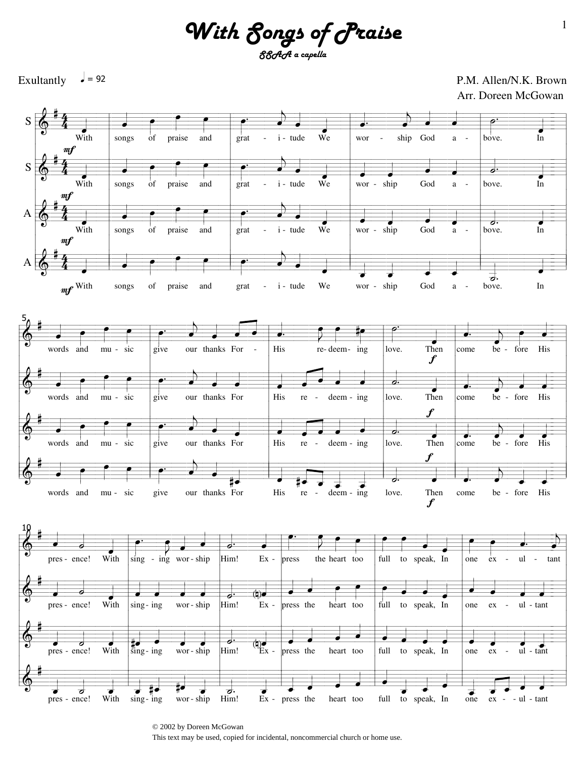# With Songs of Praise

*SSAA a capella*

Exultantly ♩ = 92

P.M. Allen/N.K. Brown
Arr. Doreen McGowan

With songs of praise and gratitude We worship God above. In words and music give our thanks For His redeeming love. Then come before His presence! With singing worship Him! Express the heart too full to speak, In one exultant

© 2002 by Doreen McGowan
This text may be used, copied for incidental, noncommercial church or home use.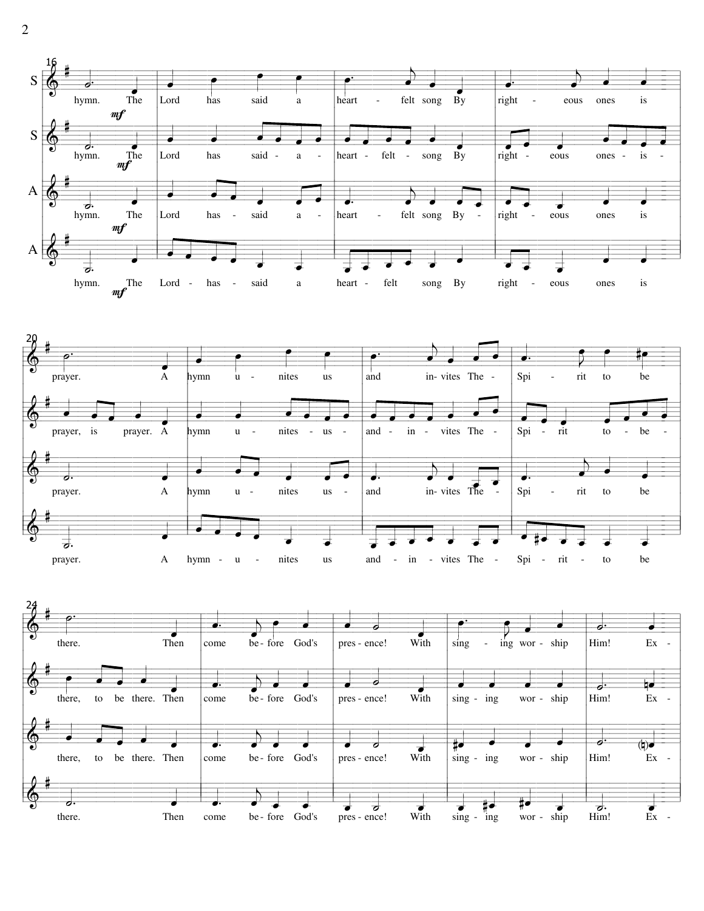S: hymn. The Lord has said a heart - felt song By right - eous ones is

S: hymn. The Lord has said - a - heart - felt - song By right - eous ones - is -

A: hymn. The Lord has - said a - heart - felt song By - right - eous ones is

A: hymn. The Lord - has - said a heart - felt song By right - eous ones is

*mf*

S: prayer. A hymn u - nites us and in- vites The - Spi - rit to be

S: prayer, is prayer. A hymn u - nites - us - and - in - vites The - Spi - rit to - be -

A: prayer. A hymn u - nites us - and in- vites The - Spi - rit to be

A: prayer. A hymn - u - nites us and - in - vites The - Spi - rit - to be

S: there. Then come be- fore God's pres - ence! With sing - ing wor - ship Him! Ex -

S: there, to be there. Then come be- fore God's pres - ence! With sing - ing wor - ship Him! Ex -

A: there, to be there. Then come be- fore God's pres - ence! With sing - ing wor - ship Him! Ex -

A: there. Then come be- fore God's pres - ence! With sing - ing wor - ship Him! Ex -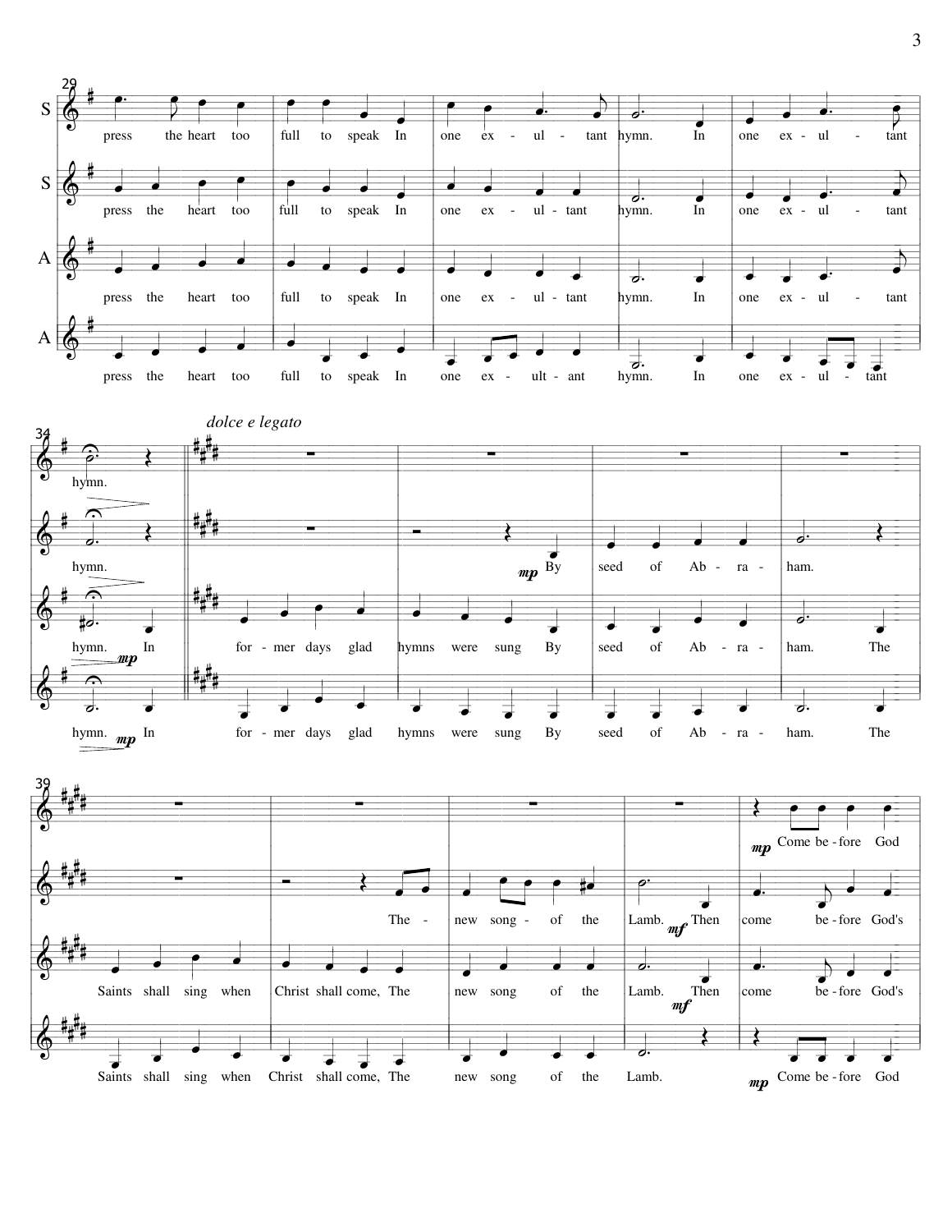*dolce e legato*

**S:** press the heart too full to speak In one ex - ul - tant hymn. In one ex - ul - tant hymn. Come be - fore God

**S:** press the heart too full to speak In one ex - ul - tant hymn. In one ex - ul - tant hymn. By seed of Ab - ra - ham. The - new song - of the Lamb. Then come be - fore God's

**A:** press the heart too full to speak In one ex - ul - tant hymn. In one ex - ul - tant hymn. In for - mer days glad hymns were sung By seed of Ab - ra - ham. The Saints shall sing when Christ shall come, The new song of the Lamb. Then come be - fore God's

**A:** press the heart too full to speak In one ex - ult - ant hymn. In one ex - ul - tant hymn. In for - mer days glad hymns were sung By seed of Ab - ra - ham. The Saints shall sing when Christ shall come, The new song of the Lamb. Come be - fore God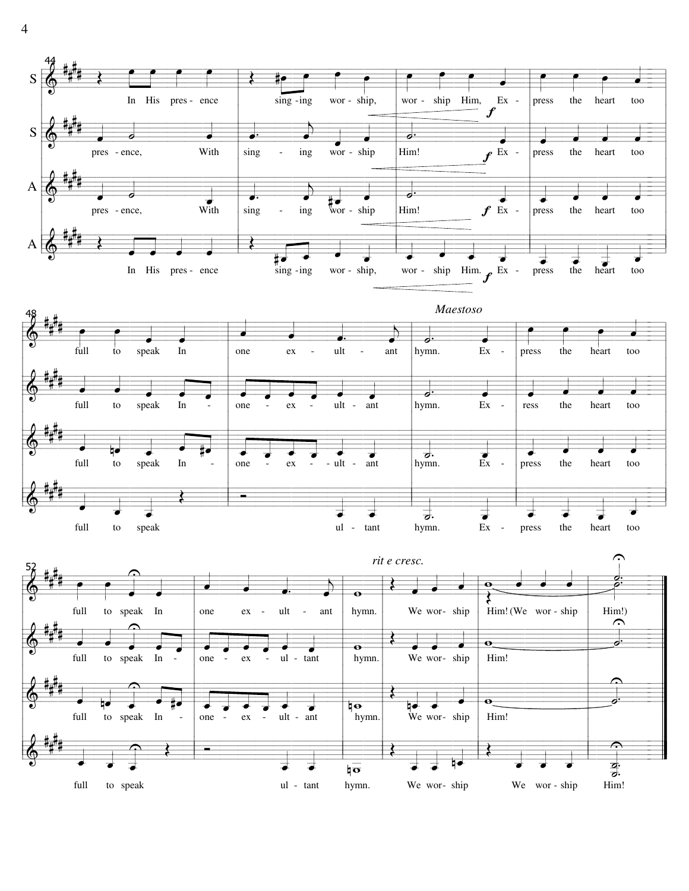**S:** In His pres - ence sing - ing wor - ship, wor - ship Him, Ex - press the heart too

**S:** pres - ence, With sing - ing wor - ship Him! Ex - press the heart too

**A:** pres - ence, With sing - ing wor - ship Him! Ex - press the heart too

**A:** In His pres - ence sing - ing wor - ship, wor - ship Him. Ex - press the heart too

*Maestoso*

full to speak In one ex - ult - ant hymn. Ex - press the heart too

full to speak In - one - ex - ult - ant hymn. Ex - ress the heart too

full to speak In - one - ex - - ult - ant hymn. Ex - press the heart too

full to speak ul - tant hymn. Ex - press the heart too

*rit e cresc.*

full to speak In one ex - ult - ant hymn. We wor - ship Him! (We wor - ship Him!)

full to speak In - one - ex - ul - tant hymn. We wor - ship Him!

full to speak In - one - ex - ult - ant hymn. We wor - ship Him!

full to speak ul - tant hymn. We wor - ship We wor - ship Him!